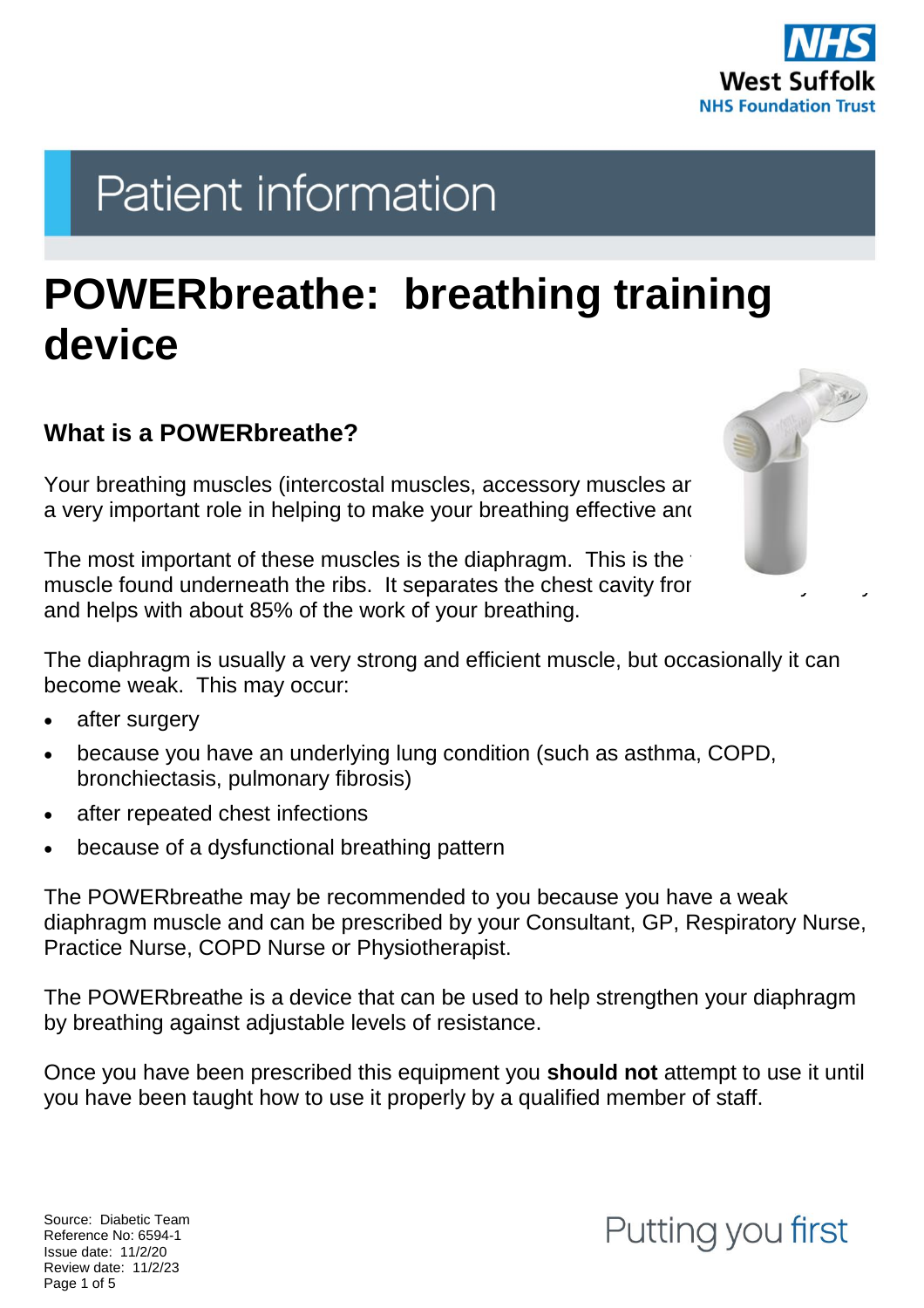# Patient information

# POWERbreathe: breathing training device

## What is a POWERbreathe?

Your breathing muscles (intercostal muscles, accessory muscles ar a very important role in helping to make your breathing effective anc

The most important of these muscles is the diaphragm. This is the muscle found underneath the ribs. It separates the chest cavity fror and helps with about 85% of the work of your breathing.

The diaphragm is usually a very strong and efficient muscle, but occasionally it can become weak. This may occur:

- after surgery
- because you have an underlying lung condition (such as asthma, COPD, bronchiectasis, pulmonary fibrosis)
- after repeated chest infections
- because of a dysfunctional breathing pattern

The POWERbreathe may be recommended to you because you have a weak diaphragm muscle and can be prescribed by your Consultant, GP, Respiratory Nurse, Practice Nurse, COPD Nurse or Physiotherapist.

The POWERbreathe is a device that can be used to help strengthen your diaphragm by breathing against adjustable levels of resistance.

Once you have been prescribed this equipment you **should not** attempt to use it until you have been taught how to use it properly by a qualified member of staff.

Source: Diabetic Team
Reference No: 6594-1
Issue date: 11/2/20
Review date: 11/2/23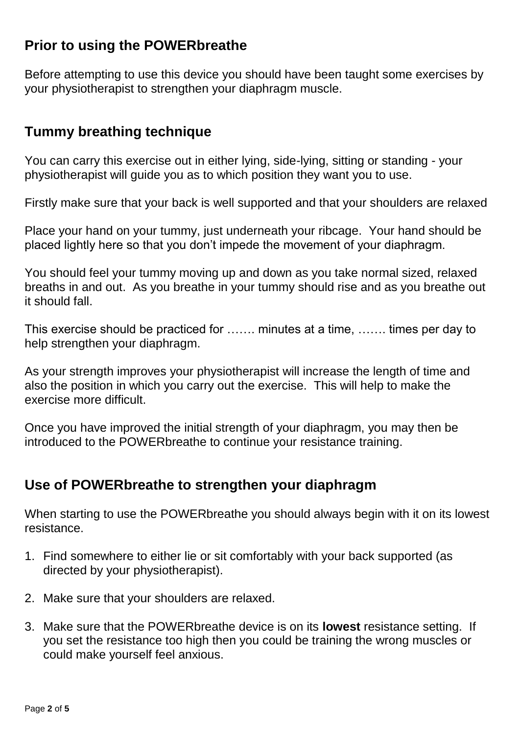## Prior to using the POWERbreathe

Before attempting to use this device you should have been taught some exercises by your physiotherapist to strengthen your diaphragm muscle.

## Tummy breathing technique

You can carry this exercise out in either lying, side-lying, sitting or standing - your physiotherapist will guide you as to which position they want you to use.

Firstly make sure that your back is well supported and that your shoulders are relaxed

Place your hand on your tummy, just underneath your ribcage. Your hand should be placed lightly here so that you don't impede the movement of your diaphragm.

You should feel your tummy moving up and down as you take normal sized, relaxed breaths in and out. As you breathe in your tummy should rise and as you breathe out it should fall.

This exercise should be practiced for ……. minutes at a time, ……. times per day to help strengthen your diaphragm.

As your strength improves your physiotherapist will increase the length of time and also the position in which you carry out the exercise. This will help to make the exercise more difficult.

Once you have improved the initial strength of your diaphragm, you may then be introduced to the POWERbreathe to continue your resistance training.

## Use of POWERbreathe to strengthen your diaphragm

When starting to use the POWERbreathe you should always begin with it on its lowest resistance.

1. Find somewhere to either lie or sit comfortably with your back supported (as directed by your physiotherapist).
2. Make sure that your shoulders are relaxed.
3. Make sure that the POWERbreathe device is on its **lowest** resistance setting. If you set the resistance too high then you could be training the wrong muscles or could make yourself feel anxious.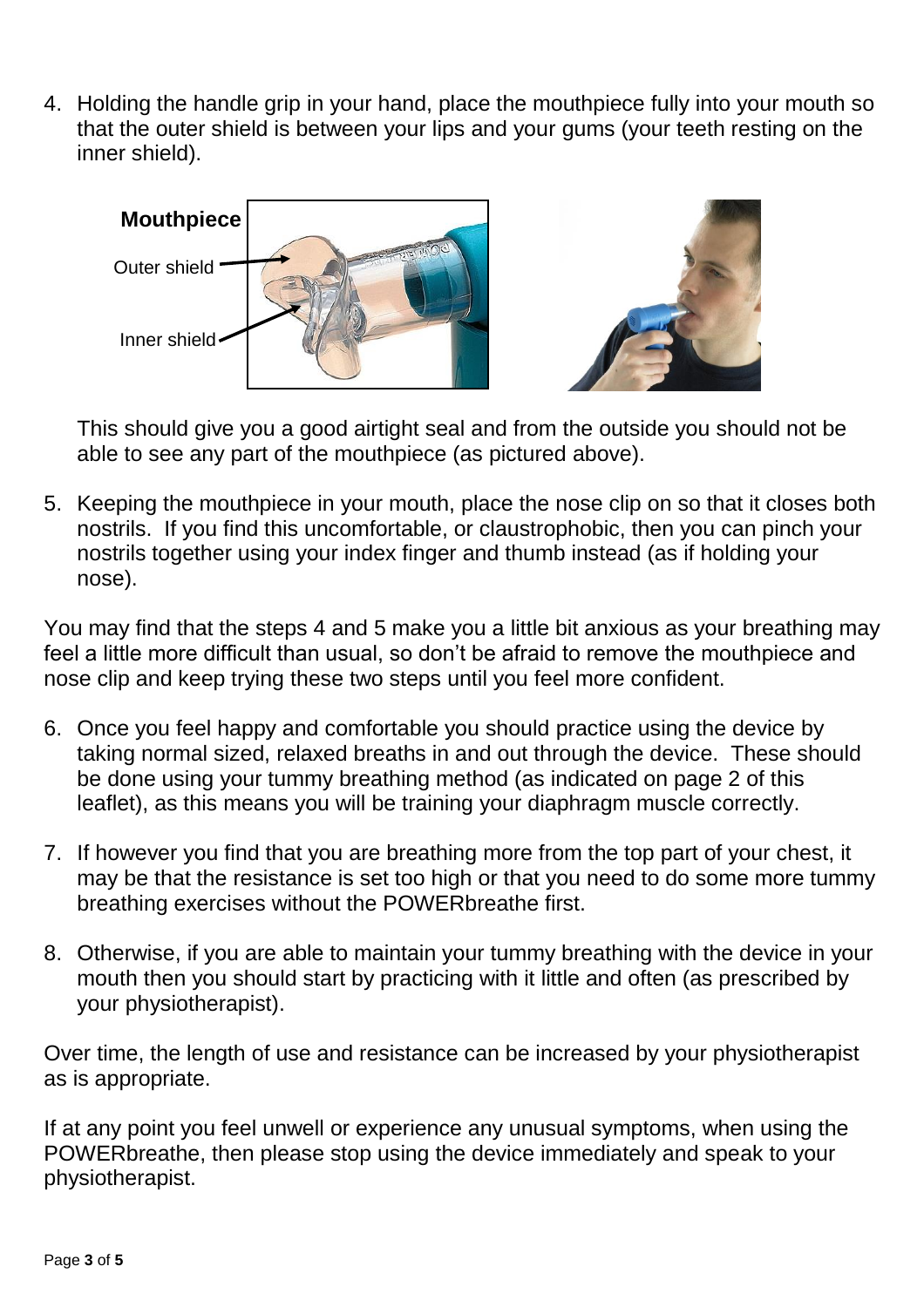4. Holding the handle grip in your hand, place the mouthpiece fully into your mouth so that the outer shield is between your lips and your gums (your teeth resting on the inner shield).

   **Mouthpiece**

   Outer shield

   Inner shield

   This should give you a good airtight seal and from the outside you should not be able to see any part of the mouthpiece (as pictured above).

5. Keeping the mouthpiece in your mouth, place the nose clip on so that it closes both nostrils. If you find this uncomfortable, or claustrophobic, then you can pinch your nostrils together using your index finger and thumb instead (as if holding your nose).

You may find that the steps 4 and 5 make you a little bit anxious as your breathing may feel a little more difficult than usual, so don't be afraid to remove the mouthpiece and nose clip and keep trying these two steps until you feel more confident.

6. Once you feel happy and comfortable you should practice using the device by taking normal sized, relaxed breaths in and out through the device. These should be done using your tummy breathing method (as indicated on page 2 of this leaflet), as this means you will be training your diaphragm muscle correctly.

7. If however you find that you are breathing more from the top part of your chest, it may be that the resistance is set too high or that you need to do some more tummy breathing exercises without the POWERbreathe first.

8. Otherwise, if you are able to maintain your tummy breathing with the device in your mouth then you should start by practicing with it little and often (as prescribed by your physiotherapist).

Over time, the length of use and resistance can be increased by your physiotherapist as is appropriate.

If at any point you feel unwell or experience any unusual symptoms, when using the POWERbreathe, then please stop using the device immediately and speak to your physiotherapist.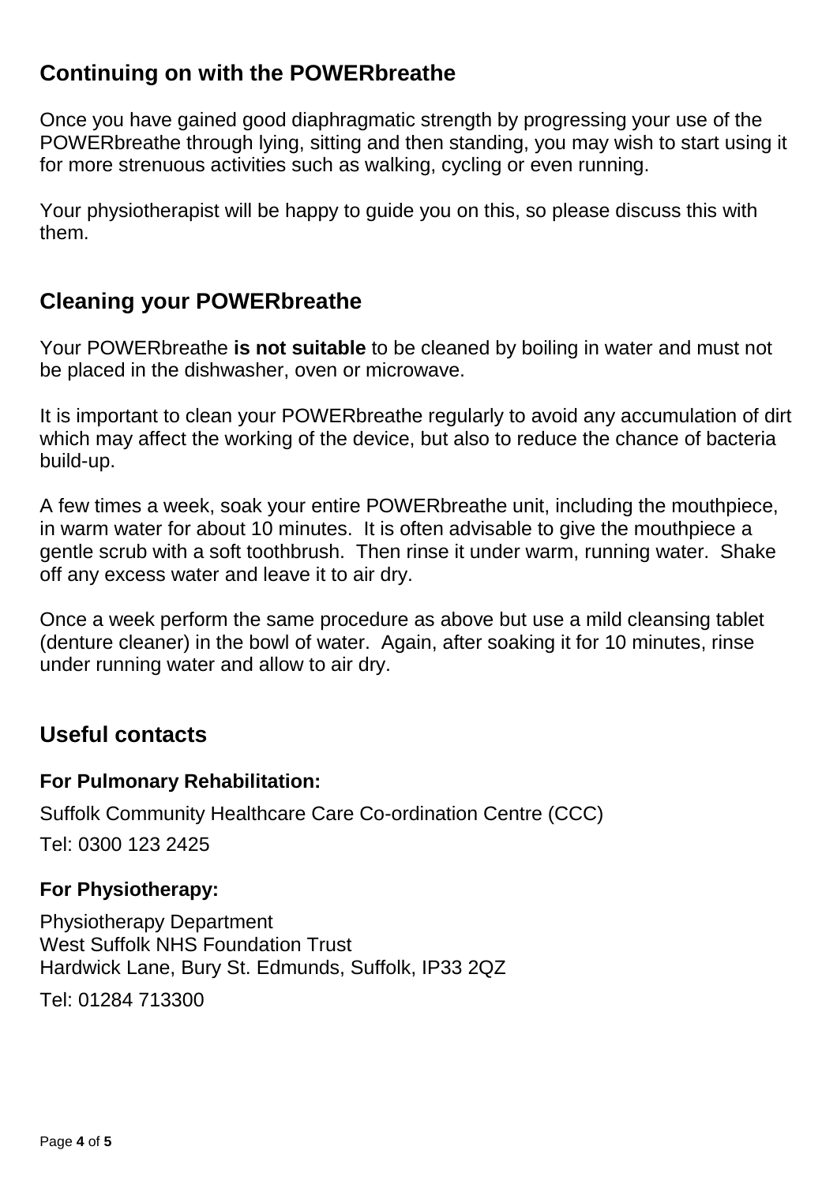## Continuing on with the POWERbreathe

Once you have gained good diaphragmatic strength by progressing your use of the POWERbreathe through lying, sitting and then standing, you may wish to start using it for more strenuous activities such as walking, cycling or even running.

Your physiotherapist will be happy to guide you on this, so please discuss this with them.

## Cleaning your POWERbreathe

Your POWERbreathe **is not suitable** to be cleaned by boiling in water and must not be placed in the dishwasher, oven or microwave.

It is important to clean your POWERbreathe regularly to avoid any accumulation of dirt which may affect the working of the device, but also to reduce the chance of bacteria build-up.

A few times a week, soak your entire POWERbreathe unit, including the mouthpiece, in warm water for about 10 minutes. It is often advisable to give the mouthpiece a gentle scrub with a soft toothbrush. Then rinse it under warm, running water. Shake off any excess water and leave it to air dry.

Once a week perform the same procedure as above but use a mild cleansing tablet (denture cleaner) in the bowl of water. Again, after soaking it for 10 minutes, rinse under running water and allow to air dry.

## Useful contacts

**For Pulmonary Rehabilitation:**

Suffolk Community Healthcare Care Co-ordination Centre (CCC)

Tel: 0300 123 2425

**For Physiotherapy:**

Physiotherapy Department
West Suffolk NHS Foundation Trust
Hardwick Lane, Bury St. Edmunds, Suffolk, IP33 2QZ

Tel: 01284 713300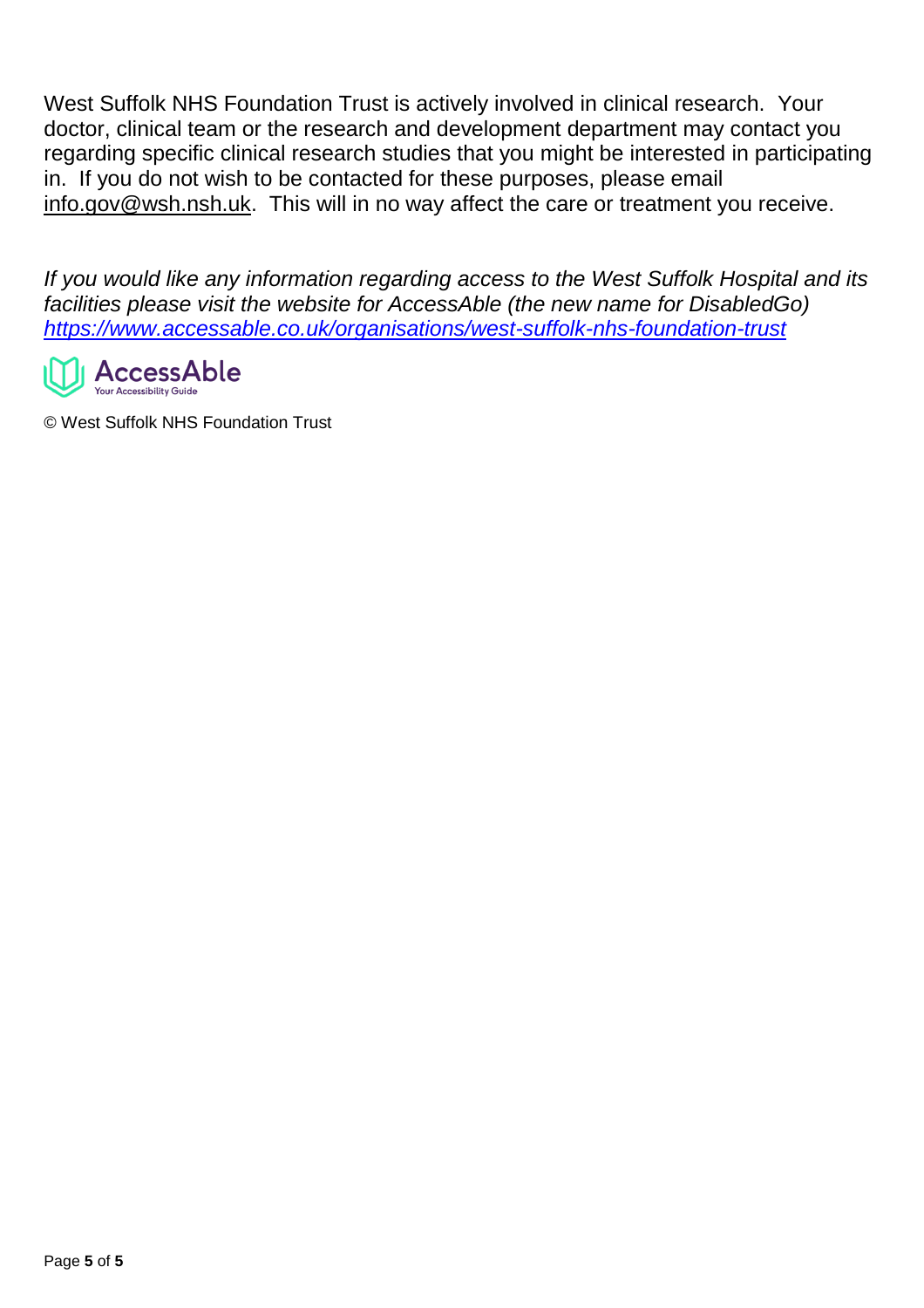West Suffolk NHS Foundation Trust is actively involved in clinical research. Your doctor, clinical team or the research and development department may contact you regarding specific clinical research studies that you might be interested in participating in. If you do not wish to be contacted for these purposes, please email info.gov@wsh.nsh.uk. This will in no way affect the care or treatment you receive.

*If you would like any information regarding access to the West Suffolk Hospital and its facilities please visit the website for AccessAble (the new name for DisabledGo)* *https://www.accessable.co.uk/organisations/west-suffolk-nhs-foundation-trust*

AccessAble
Your Accessibility Guide

© West Suffolk NHS Foundation Trust